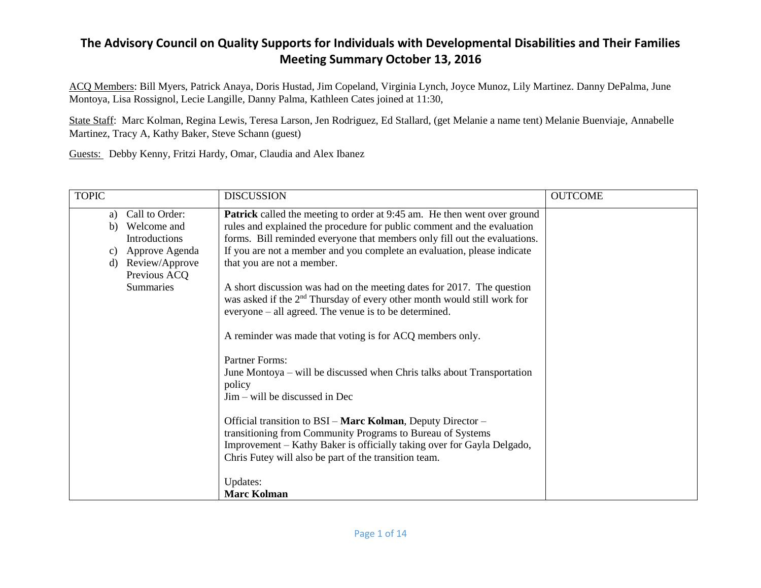# The Advisory Council on Quality Supports for Individuals with Developmental Disabilities and Their Families Meeting Summary October 13, 2016

ACQ Members: Bill Myers, Patrick Anaya, Doris Hustad, Jim Copeland, Virginia Lynch, Joyce Munoz, Lily Martinez. Danny DePalma, June Montoya, Lisa Rossignol, Lecie Langille, Danny Palma, Kathleen Cates joined at 11:30,

State Staff: Marc Kolman, Regina Lewis, Teresa Larson, Jen Rodriguez, Ed Stallard, (get Melanie a name tent) Melanie Buenviaje, Annabelle Martinez, Tracy A, Kathy Baker, Steve Schann (guest)

Guests: Debby Kenny, Fritzi Hardy, Omar, Claudia and Alex Ibanez

| TOPIC | DISCUSSION | OUTCOME |
|---|---|---|
| a) Call to Order:<br>b) Welcome and Introductions<br>c) Approve Agenda<br>d) Review/Approve Previous ACQ Summaries | **Patrick** called the meeting to order at 9:45 am. He then went over ground rules and explained the procedure for public comment and the evaluation forms. Bill reminded everyone that members only fill out the evaluations. If you are not a member and you complete an evaluation, please indicate that you are not a member.<br><br>A short discussion was had on the meeting dates for 2017. The question was asked if the 2nd Thursday of every other month would still work for everyone – all agreed. The venue is to be determined.<br><br>A reminder was made that voting is for ACQ members only.<br><br>Partner Forms:<br>June Montoya – will be discussed when Chris talks about Transportation policy<br>Jim – will be discussed in Dec<br><br>Official transition to BSI – **Marc Kolman**, Deputy Director – transitioning from Community Programs to Bureau of Systems Improvement – Kathy Baker is officially taking over for Gayla Delgado, Chris Futey will also be part of the transition team.<br><br>Updates:<br>**Marc Kolman** | |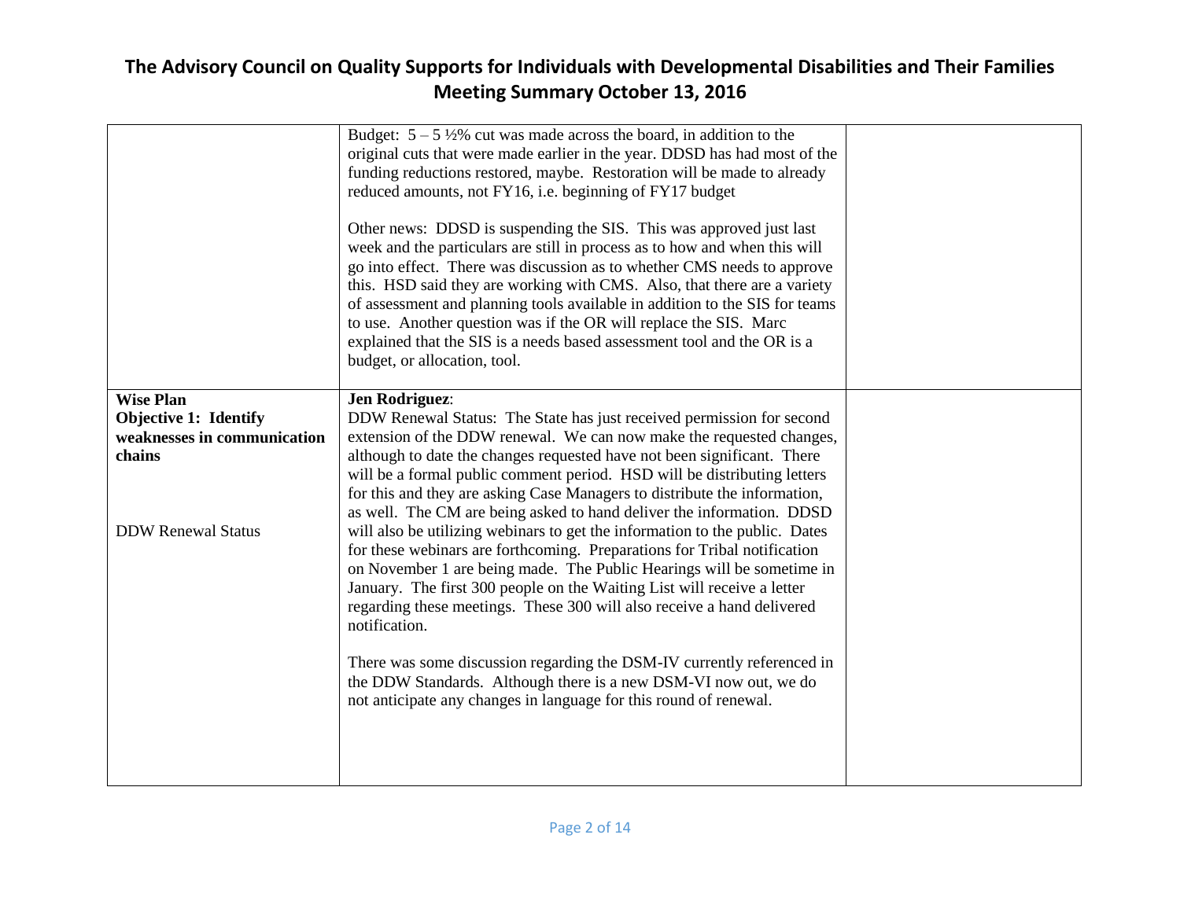| | | |
|---|---|---|
| | Budget: 5 – 5 ½% cut was made across the board, in addition to the original cuts that were made earlier in the year. DDSD has had most of the funding reductions restored, maybe. Restoration will be made to already reduced amounts, not FY16, i.e. beginning of FY17 budget<br><br>Other news: DDSD is suspending the SIS. This was approved just last week and the particulars are still in process as to how and when this will go into effect. There was discussion as to whether CMS needs to approve this. HSD said they are working with CMS. Also, that there are a variety of assessment and planning tools available in addition to the SIS for teams to use. Another question was if the OR will replace the SIS. Marc explained that the SIS is a needs based assessment tool and the OR is a budget, or allocation, tool. | |
| **Wise Plan**<br>**Objective 1: Identify weaknesses in communication chains**<br><br><br>DDW Renewal Status | **Jen Rodriguez**:<br>DDW Renewal Status: The State has just received permission for second extension of the DDW renewal. We can now make the requested changes, although to date the changes requested have not been significant. There will be a formal public comment period. HSD will be distributing letters for this and they are asking Case Managers to distribute the information, as well. The CM are being asked to hand deliver the information. DDSD will also be utilizing webinars to get the information to the public. Dates for these webinars are forthcoming. Preparations for Tribal notification on November 1 are being made. The Public Hearings will be sometime in January. The first 300 people on the Waiting List will receive a letter regarding these meetings. These 300 will also receive a hand delivered notification.<br><br>There was some discussion regarding the DSM-IV currently referenced in the DDW Standards. Although there is a new DSM-VI now out, we do not anticipate any changes in language for this round of renewal. | |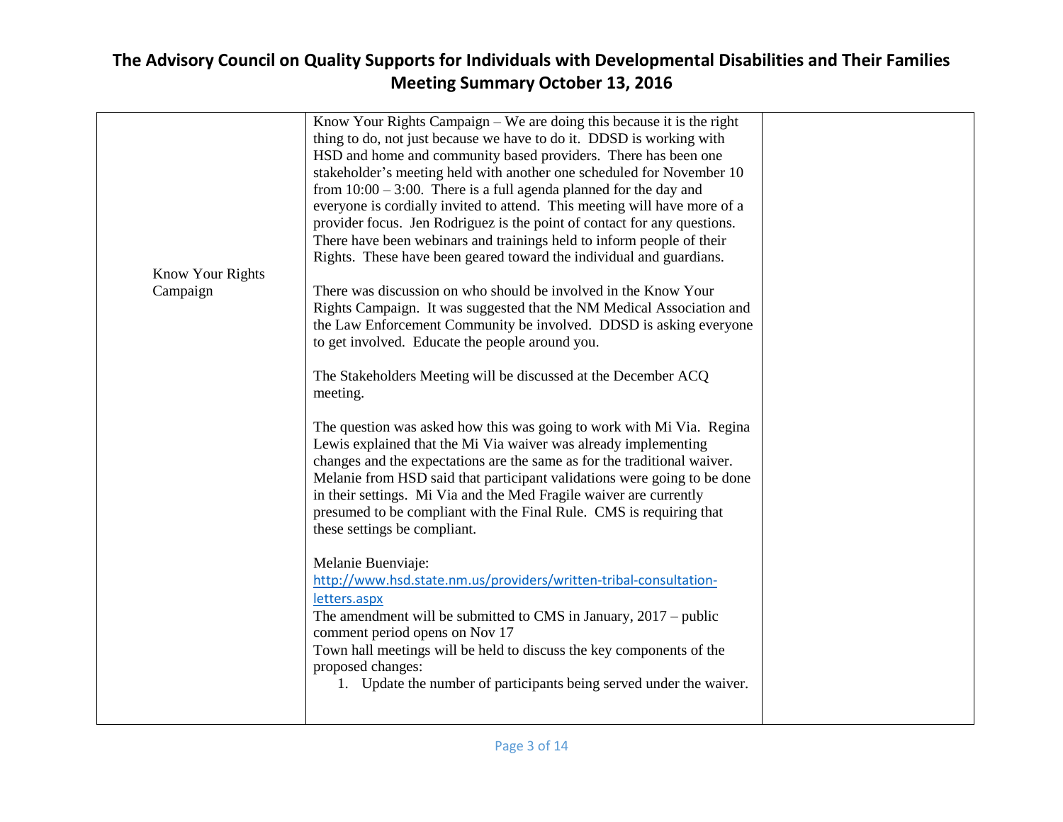| | | |
|---|---|---|
| Know Your Rights Campaign | Know Your Rights Campaign – We are doing this because it is the right thing to do, not just because we have to do it. DDSD is working with HSD and home and community based providers. There has been one stakeholder's meeting held with another one scheduled for November 10 from 10:00 – 3:00. There is a full agenda planned for the day and everyone is cordially invited to attend. This meeting will have more of a provider focus. Jen Rodriguez is the point of contact for any questions. There have been webinars and trainings held to inform people of their Rights. These have been geared toward the individual and guardians.<br><br>There was discussion on who should be involved in the Know Your Rights Campaign. It was suggested that the NM Medical Association and the Law Enforcement Community be involved. DDSD is asking everyone to get involved. Educate the people around you.<br><br>The Stakeholders Meeting will be discussed at the December ACQ meeting.<br><br>The question was asked how this was going to work with Mi Via. Regina Lewis explained that the Mi Via waiver was already implementing changes and the expectations are the same as for the traditional waiver. Melanie from HSD said that participant validations were going to be done in their settings. Mi Via and the Med Fragile waiver are currently presumed to be compliant with the Final Rule. CMS is requiring that these settings be compliant.<br><br>Melanie Buenviaje:<br>http://www.hsd.state.nm.us/providers/written-tribal-consultation-letters.aspx<br>The amendment will be submitted to CMS in January, 2017 – public comment period opens on Nov 17<br>Town hall meetings will be held to discuss the key components of the proposed changes:<br>1. Update the number of participants being served under the waiver. | |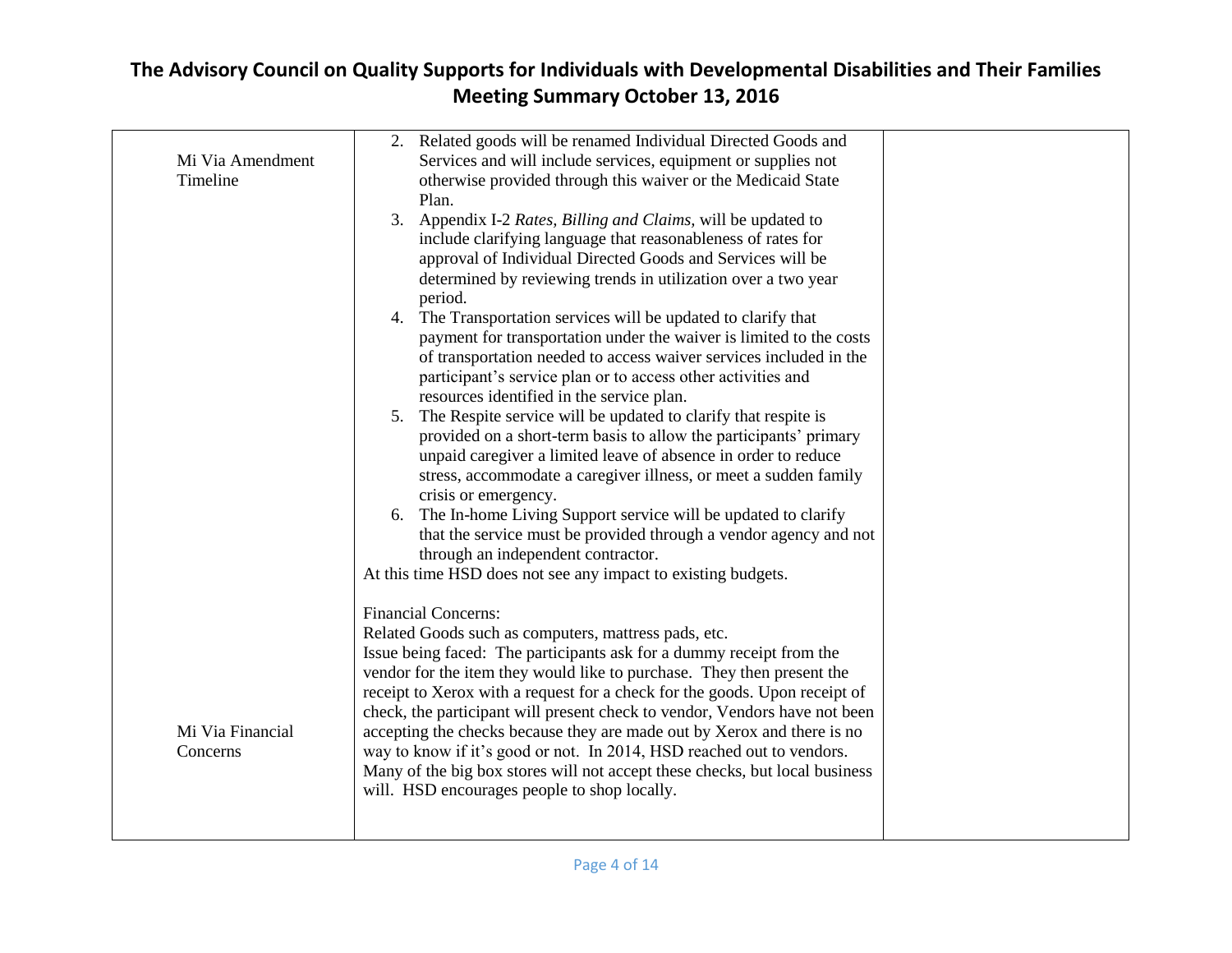# The Advisory Council on Quality Supports for Individuals with Developmental Disabilities and Their Families
## Meeting Summary October 13, 2016

| | | |
|---|---|---|
| Mi Via Amendment Timeline | 2. Related goods will be renamed Individual Directed Goods and Services and will include services, equipment or supplies not otherwise provided through this waiver or the Medicaid State Plan.<br>3. Appendix I-2 *Rates, Billing and Claims,* will be updated to include clarifying language that reasonableness of rates for approval of Individual Directed Goods and Services will be determined by reviewing trends in utilization over a two year period.<br>4. The Transportation services will be updated to clarify that payment for transportation under the waiver is limited to the costs of transportation needed to access waiver services included in the participant's service plan or to access other activities and resources identified in the service plan.<br>5. The Respite service will be updated to clarify that respite is provided on a short-term basis to allow the participants' primary unpaid caregiver a limited leave of absence in order to reduce stress, accommodate a caregiver illness, or meet a sudden family crisis or emergency.<br>6. The In-home Living Support service will be updated to clarify that the service must be provided through a vendor agency and not through an independent contractor.<br>At this time HSD does not see any impact to existing budgets. | |
| Mi Via Financial Concerns | Financial Concerns:<br>Related Goods such as computers, mattress pads, etc.<br>Issue being faced: The participants ask for a dummy receipt from the vendor for the item they would like to purchase. They then present the receipt to Xerox with a request for a check for the goods. Upon receipt of check, the participant will present check to vendor, Vendors have not been accepting the checks because they are made out by Xerox and there is no way to know if it's good or not. In 2014, HSD reached out to vendors. Many of the big box stores will not accept these checks, but local business will. HSD encourages people to shop locally. | |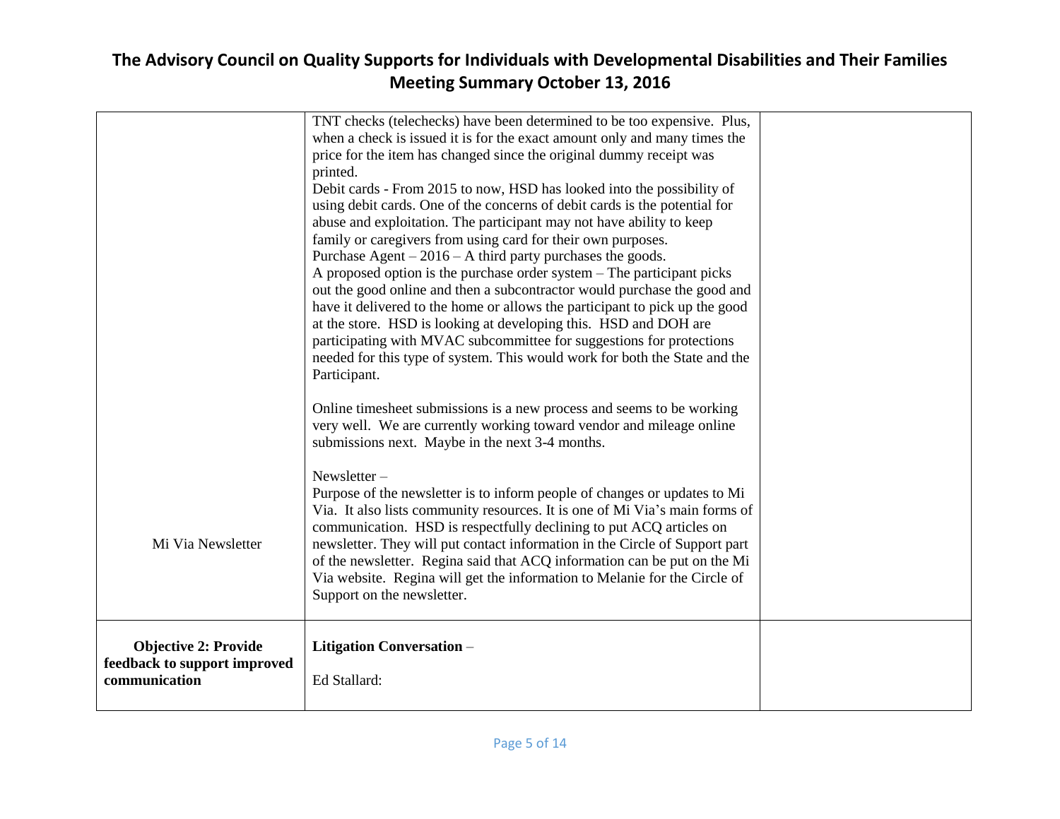| | | |
|---|---|---|
| Mi Via Newsletter | TNT checks (telechecks) have been determined to be too expensive. Plus, when a check is issued it is for the exact amount only and many times the price for the item has changed since the original dummy receipt was printed.<br>Debit cards - From 2015 to now, HSD has looked into the possibility of using debit cards. One of the concerns of debit cards is the potential for abuse and exploitation. The participant may not have ability to keep family or caregivers from using card for their own purposes.<br>Purchase Agent – 2016 – A third party purchases the goods.<br>A proposed option is the purchase order system – The participant picks out the good online and then a subcontractor would purchase the good and have it delivered to the home or allows the participant to pick up the good at the store. HSD is looking at developing this. HSD and DOH are participating with MVAC subcommittee for suggestions for protections needed for this type of system. This would work for both the State and the Participant.<br><br>Online timesheet submissions is a new process and seems to be working very well. We are currently working toward vendor and mileage online submissions next. Maybe in the next 3-4 months.<br><br>Newsletter –<br>Purpose of the newsletter is to inform people of changes or updates to Mi Via. It also lists community resources. It is one of Mi Via's main forms of communication. HSD is respectfully declining to put ACQ articles on newsletter. They will put contact information in the Circle of Support part of the newsletter. Regina said that ACQ information can be put on the Mi Via website. Regina will get the information to Melanie for the Circle of Support on the newsletter. | |
| **Objective 2: Provide feedback to support improved communication** | **Litigation Conversation** –<br><br>Ed Stallard: | |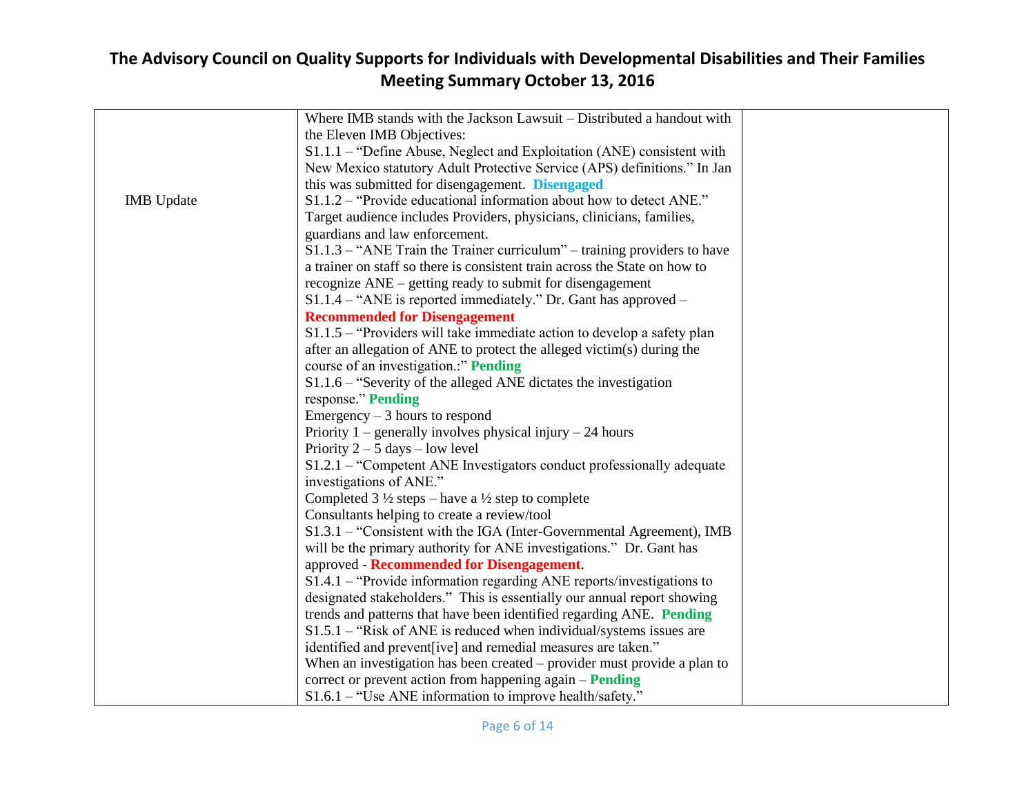# The Advisory Council on Quality Supports for Individuals with Developmental Disabilities and Their Families
## Meeting Summary October 13, 2016

| | | |
|---|---|---|
| IMB Update | Where IMB stands with the Jackson Lawsuit – Distributed a handout with the Eleven IMB Objectives:<br>S1.1.1 – "Define Abuse, Neglect and Exploitation (ANE) consistent with New Mexico statutory Adult Protective Service (APS) definitions." In Jan this was submitted for disengagement. **Disengaged**<br>S1.1.2 – "Provide educational information about how to detect ANE." Target audience includes Providers, physicians, clinicians, families, guardians and law enforcement.<br>S1.1.3 – "ANE Train the Trainer curriculum" – training providers to have a trainer on staff so there is consistent train across the State on how to recognize ANE – getting ready to submit for disengagement<br>S1.1.4 – "ANE is reported immediately." Dr. Gant has approved – **Recommended for Disengagement**<br>S1.1.5 – "Providers will take immediate action to develop a safety plan after an allegation of ANE to protect the alleged victim(s) during the course of an investigation.:" **Pending**<br>S1.1.6 – "Severity of the alleged ANE dictates the investigation response." **Pending**<br>Emergency – 3 hours to respond<br>Priority 1 – generally involves physical injury – 24 hours<br>Priority 2 – 5 days – low level<br>S1.2.1 – "Competent ANE Investigators conduct professionally adequate investigations of ANE."<br>Completed 3 ½ steps – have a ½ step to complete<br>Consultants helping to create a review/tool<br>S1.3.1 – "Consistent with the IGA (Inter-Governmental Agreement), IMB will be the primary authority for ANE investigations." Dr. Gant has approved - **Recommended for Disengagement**.<br>S1.4.1 – "Provide information regarding ANE reports/investigations to designated stakeholders." This is essentially our annual report showing trends and patterns that have been identified regarding ANE. **Pending**<br>S1.5.1 – "Risk of ANE is reduced when individual/systems issues are identified and prevent[ive] and remedial measures are taken."<br>When an investigation has been created – provider must provide a plan to correct or prevent action from happening again – **Pending**<br>S1.6.1 – "Use ANE information to improve health/safety." | |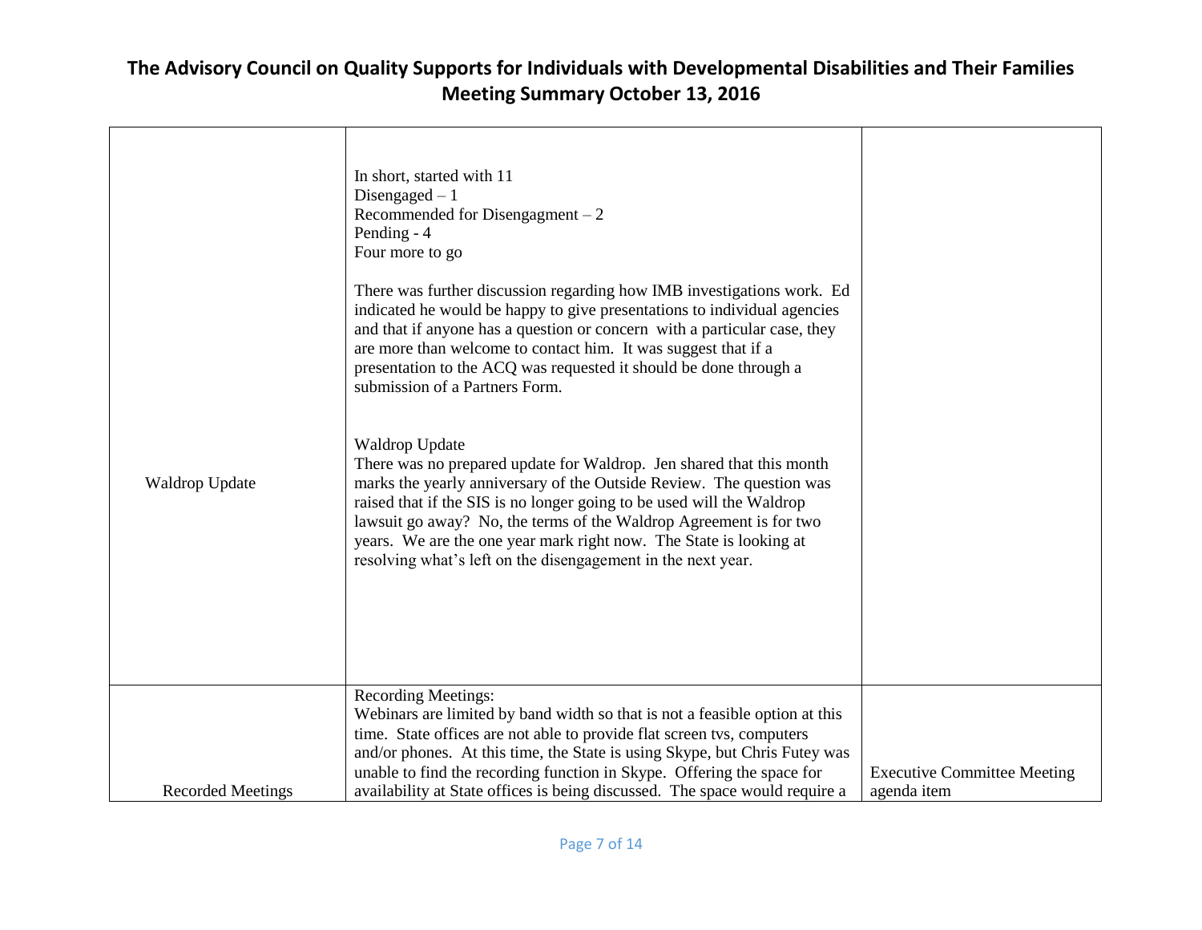| | | |
|---|---|---|
| Waldrop Update | In short, started with 11<br>Disengaged – 1<br>Recommended for Disengagment – 2<br>Pending - 4<br>Four more to go<br><br>There was further discussion regarding how IMB investigations work. Ed indicated he would be happy to give presentations to individual agencies and that if anyone has a question or concern with a particular case, they are more than welcome to contact him. It was suggest that if a presentation to the ACQ was requested it should be done through a submission of a Partners Form.<br><br>Waldrop Update<br>There was no prepared update for Waldrop. Jen shared that this month marks the yearly anniversary of the Outside Review. The question was raised that if the SIS is no longer going to be used will the Waldrop lawsuit go away? No, the terms of the Waldrop Agreement is for two years. We are the one year mark right now. The State is looking at resolving what's left on the disengagement in the next year. | |
| Recorded Meetings | Recording Meetings:<br>Webinars are limited by band width so that is not a feasible option at this time. State offices are not able to provide flat screen tvs, computers and/or phones. At this time, the State is using Skype, but Chris Futey was unable to find the recording function in Skype. Offering the space for availability at State offices is being discussed. The space would require a | Executive Committee Meeting agenda item |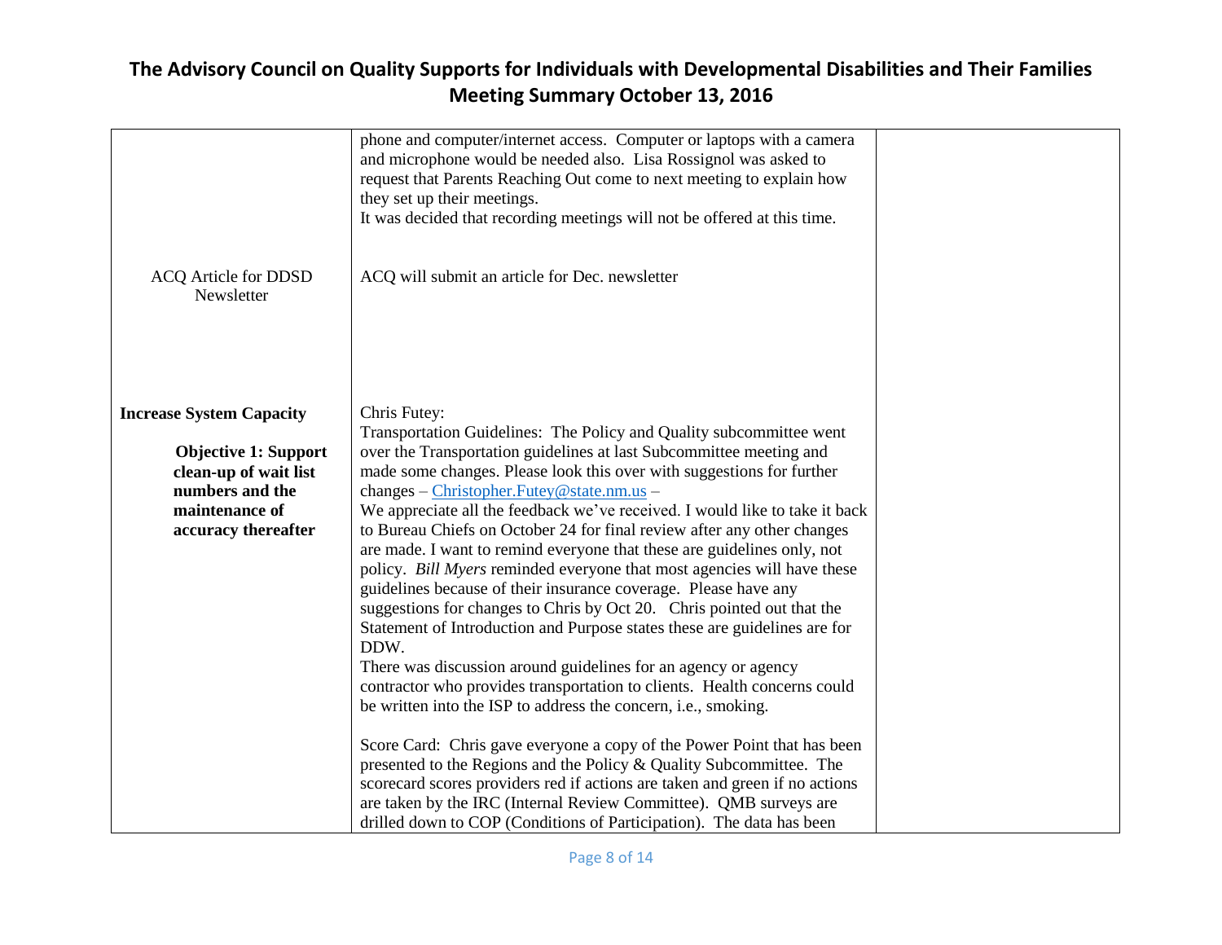| | | |
|---|---|---|
| | phone and computer/internet access. Computer or laptops with a camera and microphone would be needed also. Lisa Rossignol was asked to request that Parents Reaching Out come to next meeting to explain how they set up their meetings.<br>It was decided that recording meetings will not be offered at this time. | |
| ACQ Article for DDSD Newsletter | ACQ will submit an article for Dec. newsletter | |
| **Increase System Capacity**<br><br>**Objective 1: Support clean-up of wait list numbers and the maintenance of accuracy thereafter** | Chris Futey:<br>Transportation Guidelines: The Policy and Quality subcommittee went over the Transportation guidelines at last Subcommittee meeting and made some changes. Please look this over with suggestions for further changes – Christopher.Futey@state.nm.us –<br>We appreciate all the feedback we've received. I would like to take it back to Bureau Chiefs on October 24 for final review after any other changes are made. I want to remind everyone that these are guidelines only, not policy. *Bill Myers* reminded everyone that most agencies will have these guidelines because of their insurance coverage. Please have any suggestions for changes to Chris by Oct 20. Chris pointed out that the Statement of Introduction and Purpose states these are guidelines are for DDW.<br>There was discussion around guidelines for an agency or agency contractor who provides transportation to clients. Health concerns could be written into the ISP to address the concern, i.e., smoking.<br><br>Score Card: Chris gave everyone a copy of the Power Point that has been presented to the Regions and the Policy & Quality Subcommittee. The scorecard scores providers red if actions are taken and green if no actions are taken by the IRC (Internal Review Committee). QMB surveys are drilled down to COP (Conditions of Participation). The data has been | |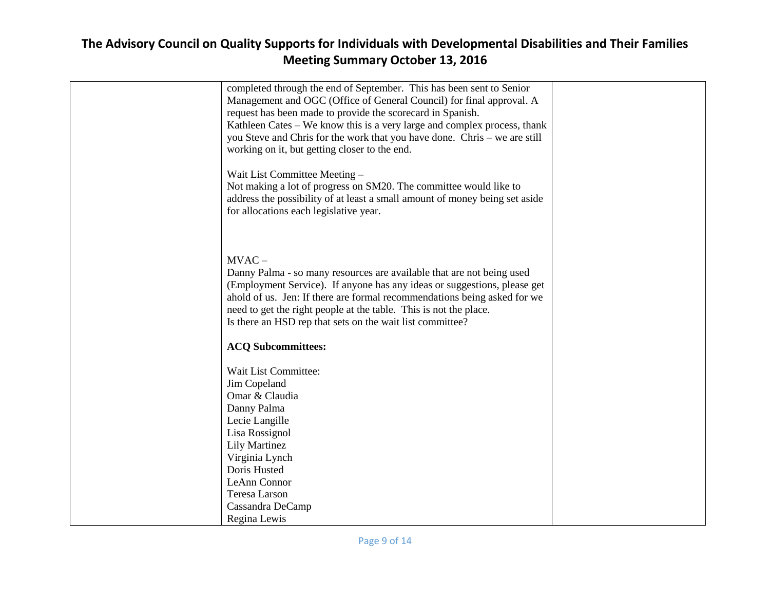| | | |
|---|---|---|
| | completed through the end of September. This has been sent to Senior Management and OGC (Office of General Council) for final approval. A request has been made to provide the scorecard in Spanish.<br>Kathleen Cates – We know this is a very large and complex process, thank you Steve and Chris for the work that you have done. Chris – we are still working on it, but getting closer to the end.<br><br>Wait List Committee Meeting –<br>Not making a lot of progress on SM20. The committee would like to address the possibility of at least a small amount of money being set aside for allocations each legislative year.<br><br>MVAC –<br>Danny Palma - so many resources are available that are not being used (Employment Service). If anyone has any ideas or suggestions, please get ahold of us. Jen: If there are formal recommendations being asked for we need to get the right people at the table. This is not the place.<br>Is there an HSD rep that sets on the wait list committee?<br><br>**ACQ Subcommittees:**<br><br>Wait List Committee:<br>Jim Copeland<br>Omar & Claudia<br>Danny Palma<br>Lecie Langille<br>Lisa Rossignol<br>Lily Martinez<br>Virginia Lynch<br>Doris Husted<br>LeAnn Connor<br>Teresa Larson<br>Cassandra DeCamp<br>Regina Lewis | |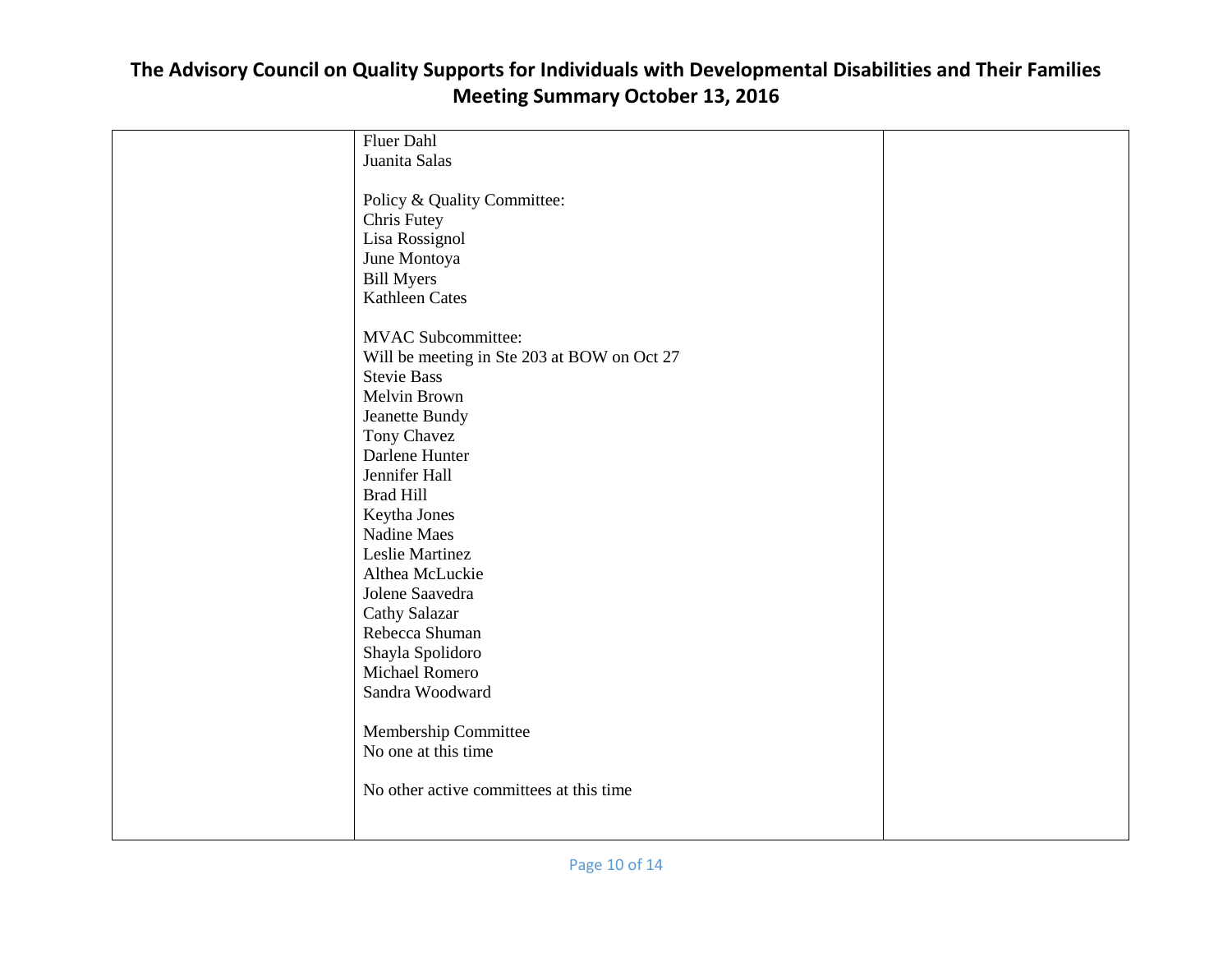| | | |
|---|---|---|
| | Fluer Dahl<br>Juanita Salas<br><br>Policy & Quality Committee:<br>Chris Futey<br>Lisa Rossignol<br>June Montoya<br>Bill Myers<br>Kathleen Cates<br><br>MVAC Subcommittee:<br>Will be meeting in Ste 203 at BOW on Oct 27<br>Stevie Bass<br>Melvin Brown<br>Jeanette Bundy<br>Tony Chavez<br>Darlene Hunter<br>Jennifer Hall<br>Brad Hill<br>Keytha Jones<br>Nadine Maes<br>Leslie Martinez<br>Althea McLuckie<br>Jolene Saavedra<br>Cathy Salazar<br>Rebecca Shuman<br>Shayla Spolidoro<br>Michael Romero<br>Sandra Woodward<br><br>Membership Committee<br>No one at this time<br><br>No other active committees at this time | |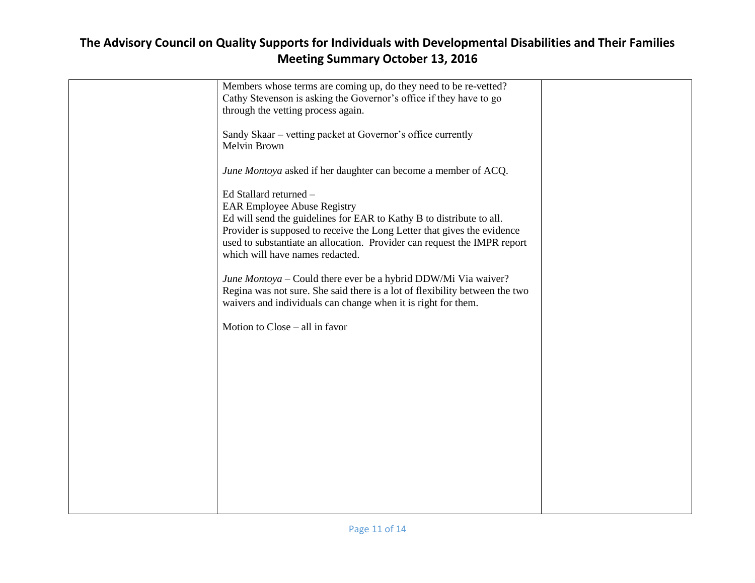| | | |
|---|---|---|
| | Members whose terms are coming up, do they need to be re-vetted? Cathy Stevenson is asking the Governor's office if they have to go through the vetting process again.<br><br>Sandy Skaar – vetting packet at Governor's office currently<br>Melvin Brown<br><br>*June Montoya* asked if her daughter can become a member of ACQ.<br><br>Ed Stallard returned –<br>EAR Employee Abuse Registry<br>Ed will send the guidelines for EAR to Kathy B to distribute to all. Provider is supposed to receive the Long Letter that gives the evidence used to substantiate an allocation. Provider can request the IMPR report which will have names redacted.<br><br>*June Montoya* – Could there ever be a hybrid DDW/Mi Via waiver? Regina was not sure. She said there is a lot of flexibility between the two waivers and individuals can change when it is right for them.<br><br>Motion to Close – all in favor | |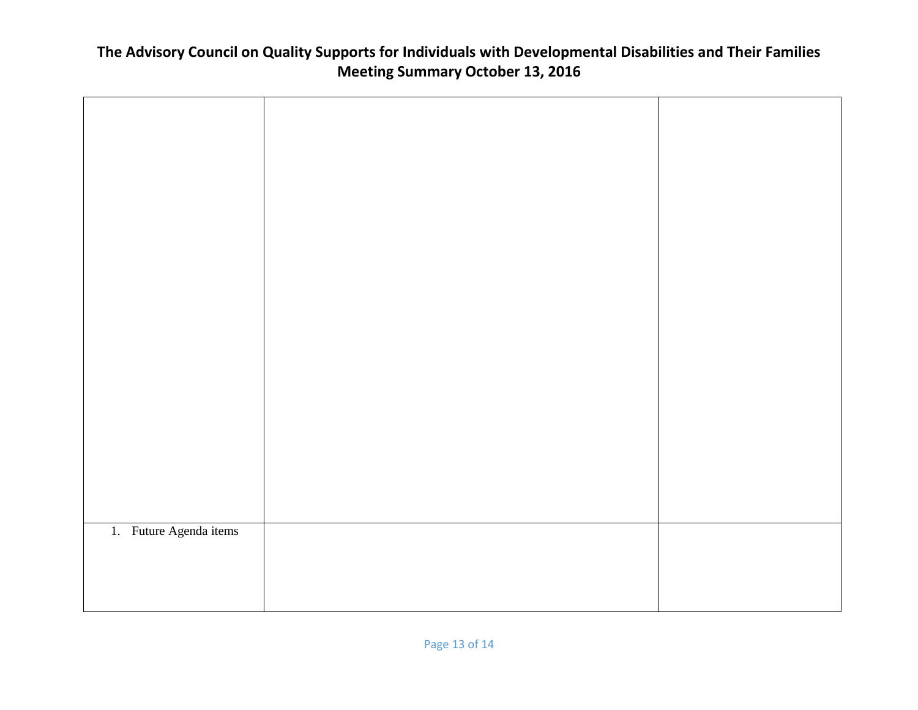| | | |
|---|---|---|
| | | |
| 1. Future Agenda items | | |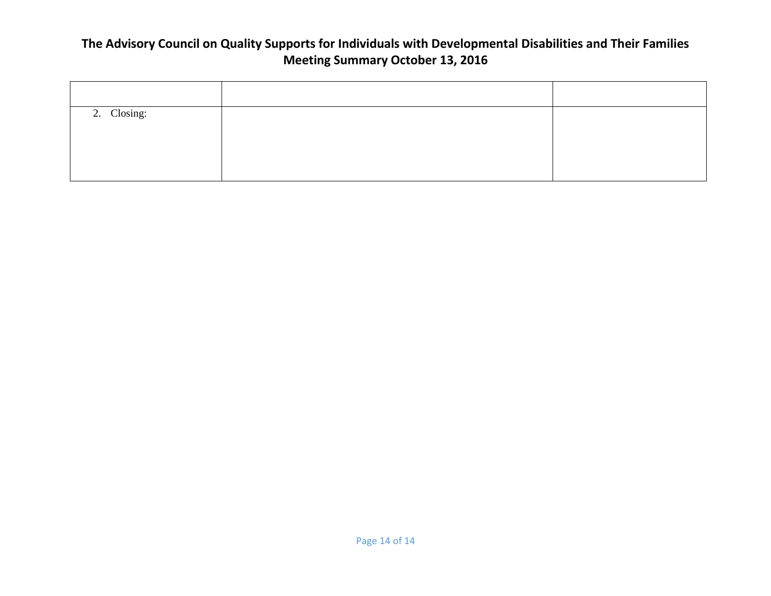| | | |
|---|---|---|
| | | |
| 2. Closing: | | |